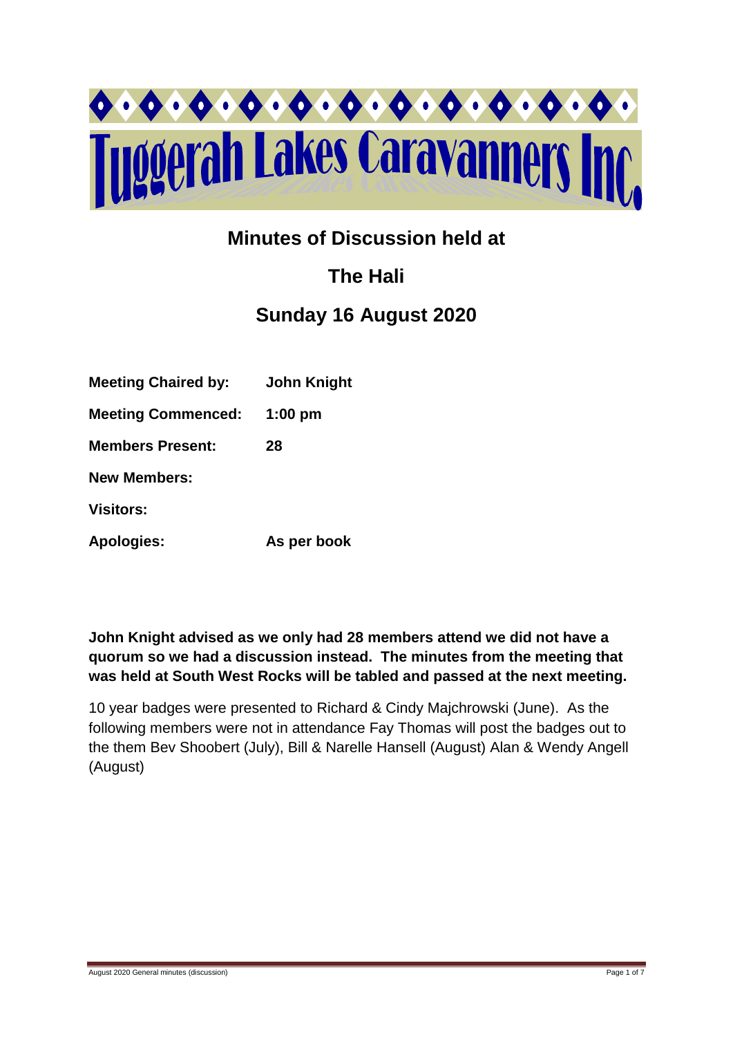# Tuggerah Lakes Caravanners Inc.

## Minutes of Discussion held at

## The Hali

## Sunday 16 August 2020

**Meeting Chaired by:** **John Knight**

**Meeting Commenced:** **1:00 pm**

**Members Present:** **28**

**New Members:**

**Visitors:**

**Apologies:** **As per book**

**John Knight advised as we only had 28 members attend we did not have a quorum so we had a discussion instead. The minutes from the meeting that was held at South West Rocks will be tabled and passed at the next meeting.**

10 year badges were presented to Richard & Cindy Majchrowski (June). As the following members were not in attendance Fay Thomas will post the badges out to the them Bev Shoobert (July), Bill & Narelle Hansell (August) Alan & Wendy Angell (August)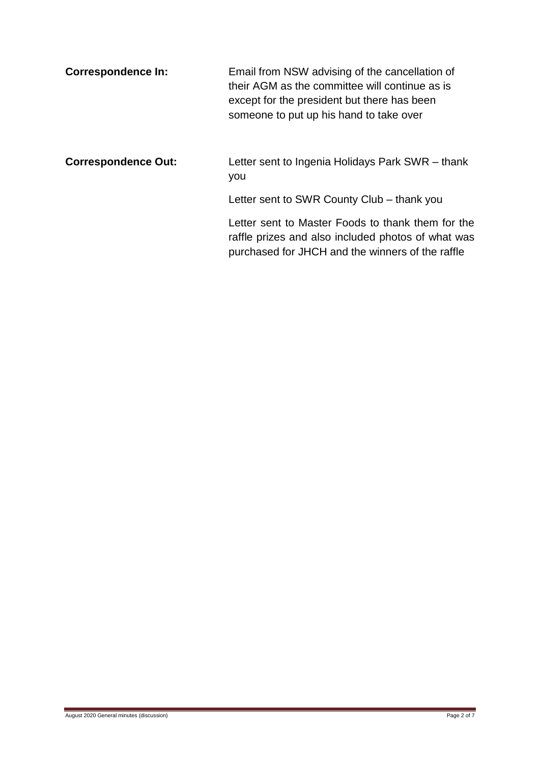**Correspondence In:**

Email from NSW advising of the cancellation of their AGM as the committee will continue as is except for the president but there has been someone to put up his hand to take over

**Correspondence Out:**

Letter sent to Ingenia Holidays Park SWR – thank you

Letter sent to SWR County Club – thank you

Letter sent to Master Foods to thank them for the raffle prizes and also included photos of what was purchased for JHCH and the winners of the raffle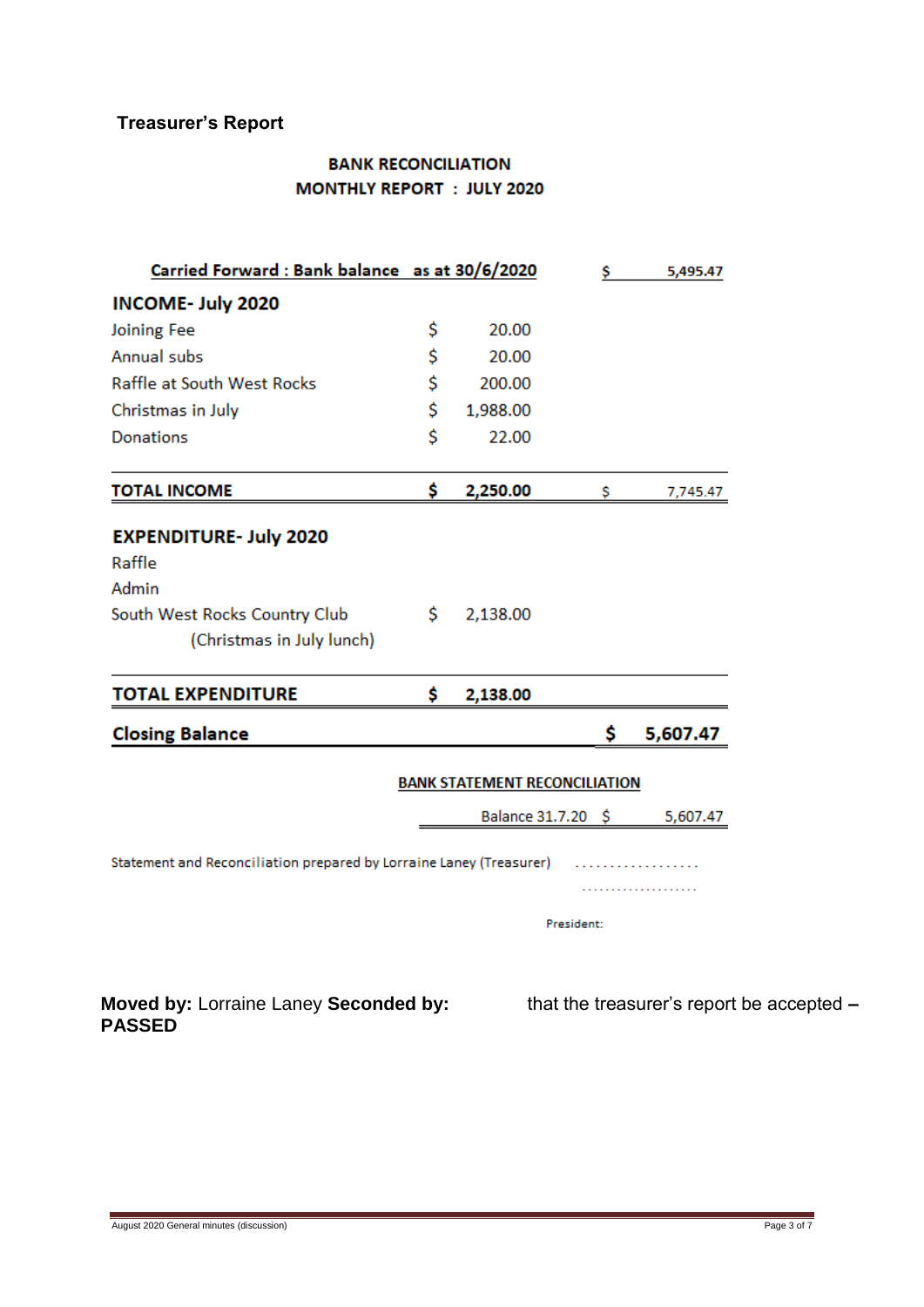## Treasurer's Report

**BANK RECONCILIATION**
**MONTHLY REPORT : JULY 2020**

| | | | |
|---|---|---|---|
| **Carried Forward : Bank balance as at 30/6/2020** | | $ | 5,495.47 |
| **INCOME- July 2020** | | | |
| Joining Fee | $ 20.00 | | |
| Annual subs | $ 20.00 | | |
| Raffle at South West Rocks | $ 200.00 | | |
| Christmas in July | $ 1,988.00 | | |
| Donations | $ 22.00 | | |
| **TOTAL INCOME** | **$ 2,250.00** | $ | 7,745.47 |
| **EXPENDITURE- July 2020** | | | |
| Raffle | | | |
| Admin | | | |
| South West Rocks Country Club (Christmas in July lunch) | $ 2,138.00 | | |
| **TOTAL EXPENDITURE** | **$ 2,138.00** | | |
| **Closing Balance** | | **$** | **5,607.47** |

**BANK STATEMENT RECONCILIATION**

Balance 31.7.20 $ 5,607.47

Statement and Reconciliation prepared by Lorraine Laney (Treasurer) ..................

....................

President:

**Moved by:** Lorraine Laney **Seconded by:** that the treasurer's report be accepted **– PASSED**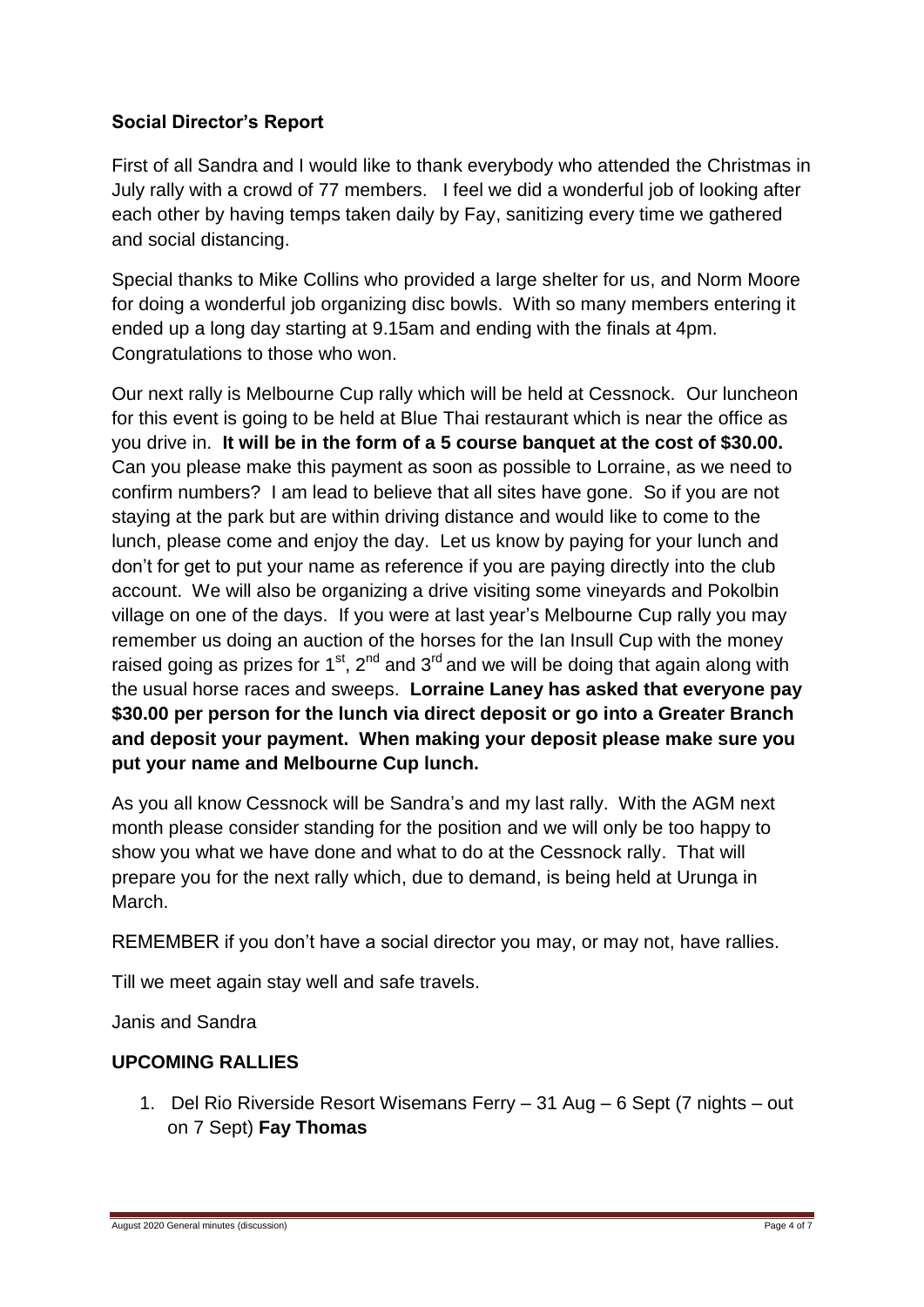### Social Director's Report

First of all Sandra and I would like to thank everybody who attended the Christmas in July rally with a crowd of 77 members. I feel we did a wonderful job of looking after each other by having temps taken daily by Fay, sanitizing every time we gathered and social distancing.

Special thanks to Mike Collins who provided a large shelter for us, and Norm Moore for doing a wonderful job organizing disc bowls. With so many members entering it ended up a long day starting at 9.15am and ending with the finals at 4pm. Congratulations to those who won.

Our next rally is Melbourne Cup rally which will be held at Cessnock. Our luncheon for this event is going to be held at Blue Thai restaurant which is near the office as you drive in. **It will be in the form of a 5 course banquet at the cost of $30.00.** Can you please make this payment as soon as possible to Lorraine, as we need to confirm numbers? I am lead to believe that all sites have gone. So if you are not staying at the park but are within driving distance and would like to come to the lunch, please come and enjoy the day. Let us know by paying for your lunch and don't for get to put your name as reference if you are paying directly into the club account. We will also be organizing a drive visiting some vineyards and Pokolbin village on one of the days. If you were at last year's Melbourne Cup rally you may remember us doing an auction of the horses for the Ian Insull Cup with the money raised going as prizes for 1st, 2nd and 3rd and we will be doing that again along with the usual horse races and sweeps. **Lorraine Laney has asked that everyone pay $30.00 per person for the lunch via direct deposit or go into a Greater Branch and deposit your payment. When making your deposit please make sure you put your name and Melbourne Cup lunch.**

As you all know Cessnock will be Sandra's and my last rally. With the AGM next month please consider standing for the position and we will only be too happy to show you what we have done and what to do at the Cessnock rally. That will prepare you for the next rally which, due to demand, is being held at Urunga in March.

REMEMBER if you don't have a social director you may, or may not, have rallies.

Till we meet again stay well and safe travels.

Janis and Sandra

### UPCOMING RALLIES

1. Del Rio Riverside Resort Wisemans Ferry – 31 Aug – 6 Sept (7 nights – out on 7 Sept) **Fay Thomas**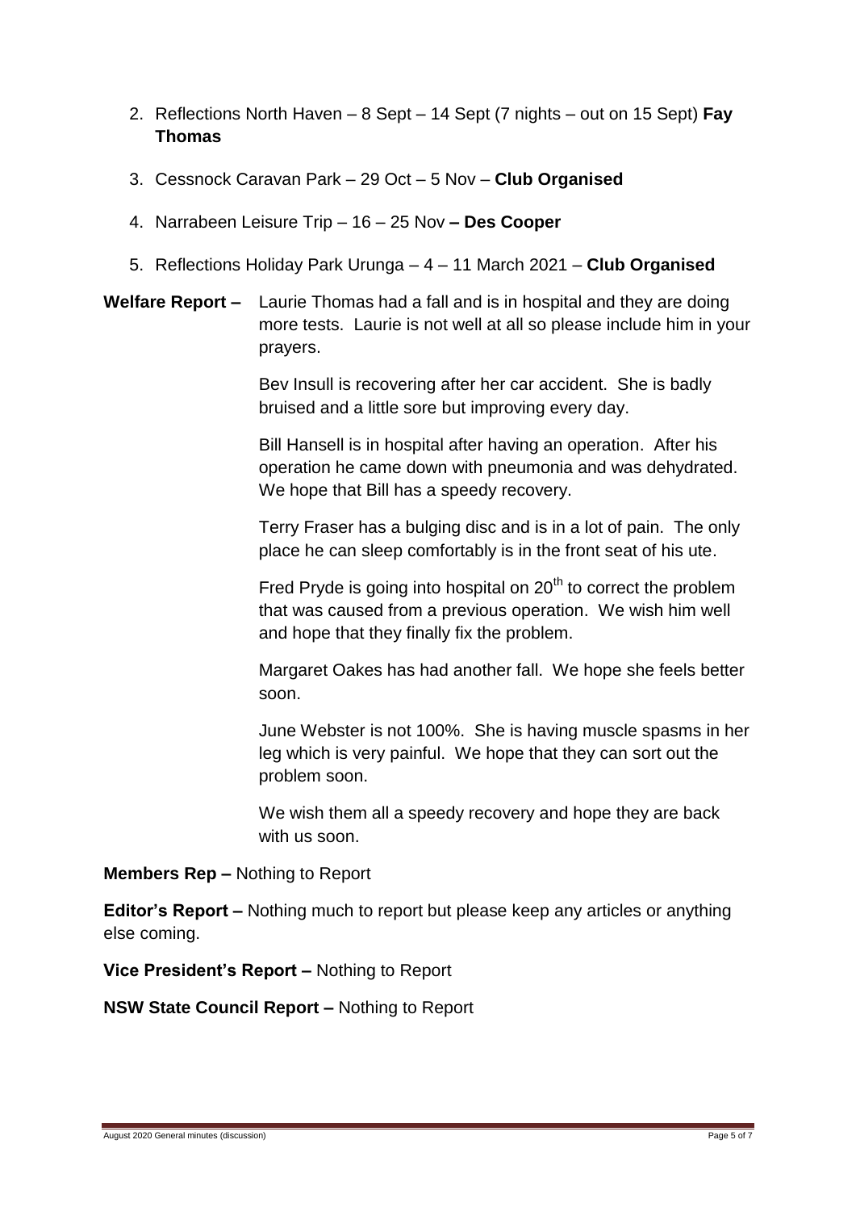2. Reflections North Haven – 8 Sept – 14 Sept (7 nights – out on 15 Sept) **Fay Thomas**
3. Cessnock Caravan Park – 29 Oct – 5 Nov – **Club Organised**
4. Narrabeen Leisure Trip – 16 – 25 Nov **– Des Cooper**
5. Reflections Holiday Park Urunga – 4 – 11 March 2021 – **Club Organised**

**Welfare Report –** Laurie Thomas had a fall and is in hospital and they are doing more tests. Laurie is not well at all so please include him in your prayers.

Bev Insull is recovering after her car accident. She is badly bruised and a little sore but improving every day.

Bill Hansell is in hospital after having an operation. After his operation he came down with pneumonia and was dehydrated. We hope that Bill has a speedy recovery.

Terry Fraser has a bulging disc and is in a lot of pain. The only place he can sleep comfortably is in the front seat of his ute.

Fred Pryde is going into hospital on 20th to correct the problem that was caused from a previous operation. We wish him well and hope that they finally fix the problem.

Margaret Oakes has had another fall. We hope she feels better soon.

June Webster is not 100%. She is having muscle spasms in her leg which is very painful. We hope that they can sort out the problem soon.

We wish them all a speedy recovery and hope they are back with us soon.

**Members Rep –** Nothing to Report

**Editor's Report –** Nothing much to report but please keep any articles or anything else coming.

**Vice President's Report –** Nothing to Report

**NSW State Council Report –** Nothing to Report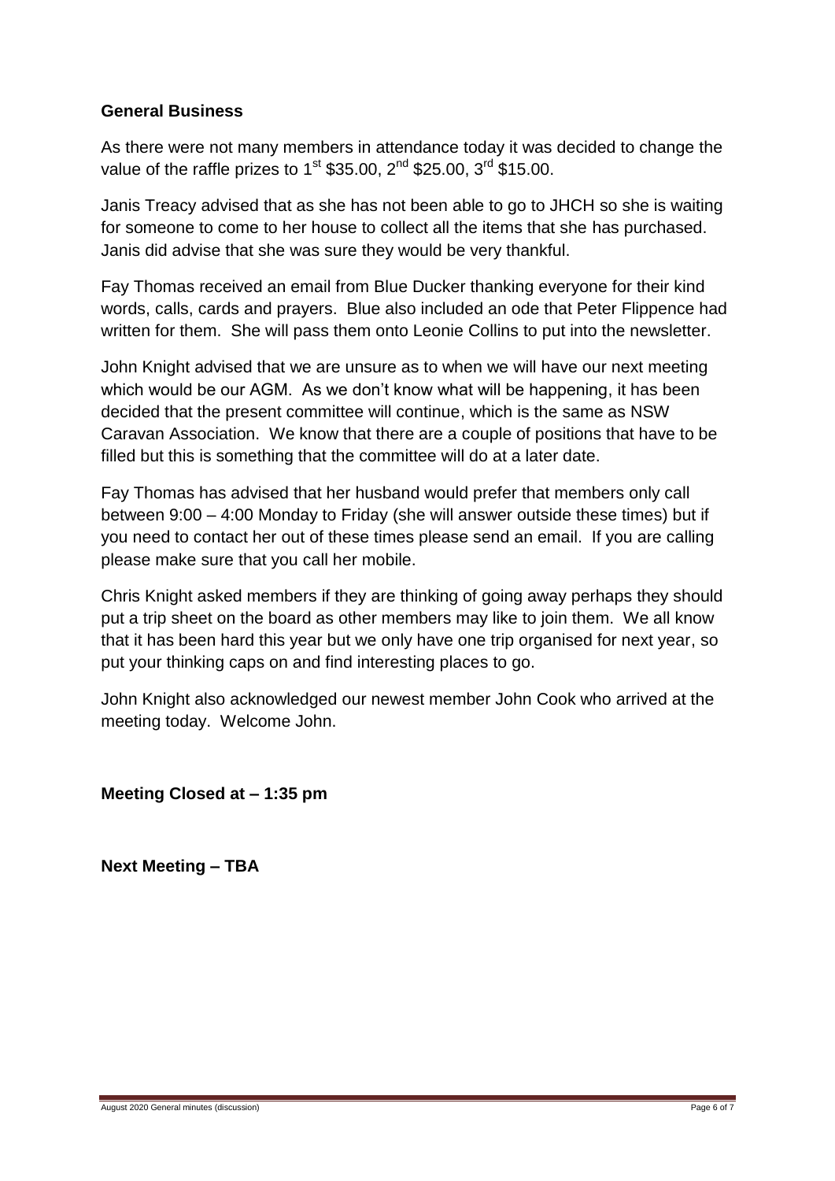**General Business**

As there were not many members in attendance today it was decided to change the value of the raffle prizes to 1st $35.00, 2nd $25.00, 3rd $15.00.

Janis Treacy advised that as she has not been able to go to JHCH so she is waiting for someone to come to her house to collect all the items that she has purchased. Janis did advise that she was sure they would be very thankful.

Fay Thomas received an email from Blue Ducker thanking everyone for their kind words, calls, cards and prayers. Blue also included an ode that Peter Flippence had written for them. She will pass them onto Leonie Collins to put into the newsletter.

John Knight advised that we are unsure as to when we will have our next meeting which would be our AGM. As we don't know what will be happening, it has been decided that the present committee will continue, which is the same as NSW Caravan Association. We know that there are a couple of positions that have to be filled but this is something that the committee will do at a later date.

Fay Thomas has advised that her husband would prefer that members only call between 9:00 – 4:00 Monday to Friday (she will answer outside these times) but if you need to contact her out of these times please send an email. If you are calling please make sure that you call her mobile.

Chris Knight asked members if they are thinking of going away perhaps they should put a trip sheet on the board as other members may like to join them. We all know that it has been hard this year but we only have one trip organised for next year, so put your thinking caps on and find interesting places to go.

John Knight also acknowledged our newest member John Cook who arrived at the meeting today. Welcome John.

**Meeting Closed at – 1:35 pm**

**Next Meeting – TBA**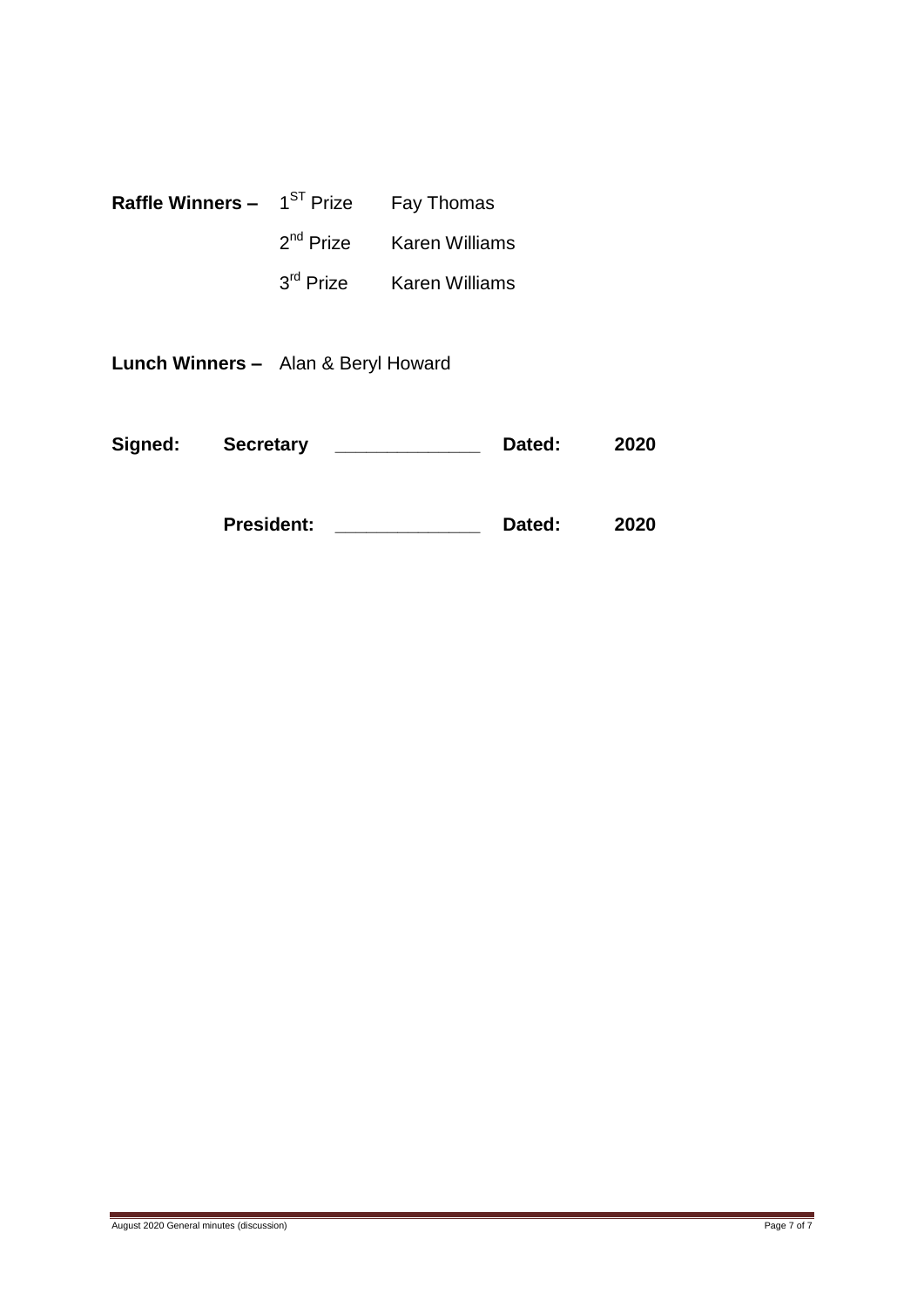**Raffle Winners –** 1st Prize Fay Thomas

2nd Prize Karen Williams

3rd Prize Karen Williams

**Lunch Winners –** Alan & Beryl Howard

**Signed:** **Secretary** _____________ **Dated:** **2020**

**President:** _____________ **Dated:** **2020**